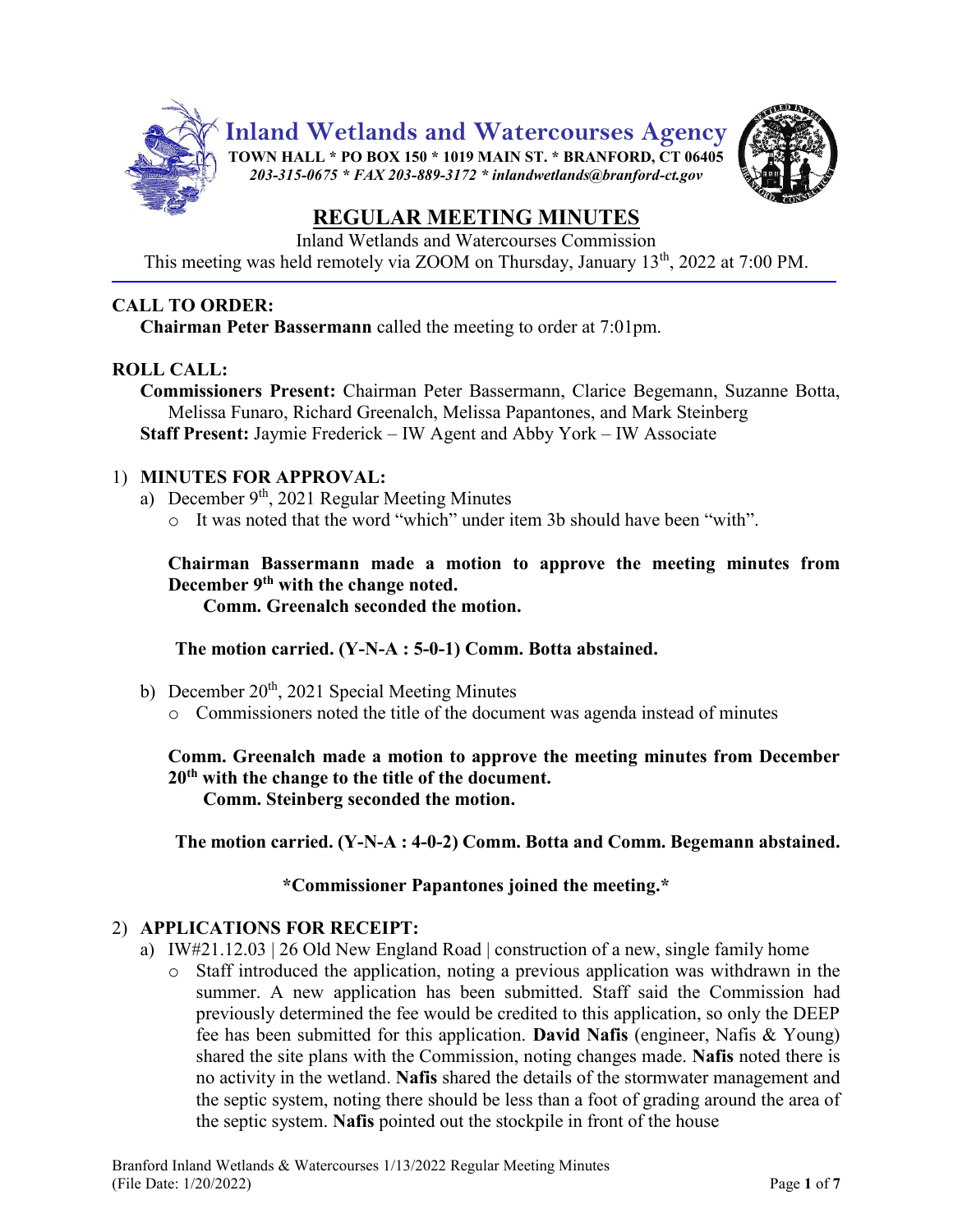# Inland Wetlands and Watercourses Agency

**TOWN HALL * PO BOX 150 * 1019 MAIN ST. * BRANFORD, CT 06405**
*203-315-0675 * FAX 203-889-3172 * inlandwetlands@branford-ct.gov*

## REGULAR MEETING MINUTES

Inland Wetlands and Watercourses Commission
This meeting was held remotely via ZOOM on Thursday, January 13th, 2022 at 7:00 PM.

**CALL TO ORDER:**
**Chairman Peter Bassermann** called the meeting to order at 7:01pm.

**ROLL CALL:**
**Commissioners Present:** Chairman Peter Bassermann, Clarice Begemann, Suzanne Botta, Melissa Funaro, Richard Greenalch, Melissa Papantones, and Mark Steinberg
**Staff Present:** Jaymie Frederick – IW Agent and Abby York – IW Associate

1) **MINUTES FOR APPROVAL:**
   a) December 9th, 2021 Regular Meeting Minutes
      - It was noted that the word "which" under item 3b should have been "with".

   **Chairman Bassermann made a motion to approve the meeting minutes from December 9th with the change noted.**
   **Comm. Greenalch seconded the motion.**

   **The motion carried. (Y-N-A : 5-0-1) Comm. Botta abstained.**

   b) December 20th, 2021 Special Meeting Minutes
      - Commissioners noted the title of the document was agenda instead of minutes

   **Comm. Greenalch made a motion to approve the meeting minutes from December 20th with the change to the title of the document.**
   **Comm. Steinberg seconded the motion.**

   **The motion carried. (Y-N-A : 4-0-2) Comm. Botta and Comm. Begemann abstained.**

**\*Commissioner Papantones joined the meeting.\***

2) **APPLICATIONS FOR RECEIPT:**
   a) IW#21.12.03 | 26 Old New England Road | construction of a new, single family home
      - Staff introduced the application, noting a previous application was withdrawn in the summer. A new application has been submitted. Staff said the Commission had previously determined the fee would be credited to this application, so only the DEEP fee has been submitted for this application. **David Nafis** (engineer, Nafis & Young) shared the site plans with the Commission, noting changes made. **Nafis** noted there is no activity in the wetland. **Nafis** shared the details of the stormwater management and the septic system, noting there should be less than a foot of grading around the area of the septic system. **Nafis** pointed out the stockpile in front of the house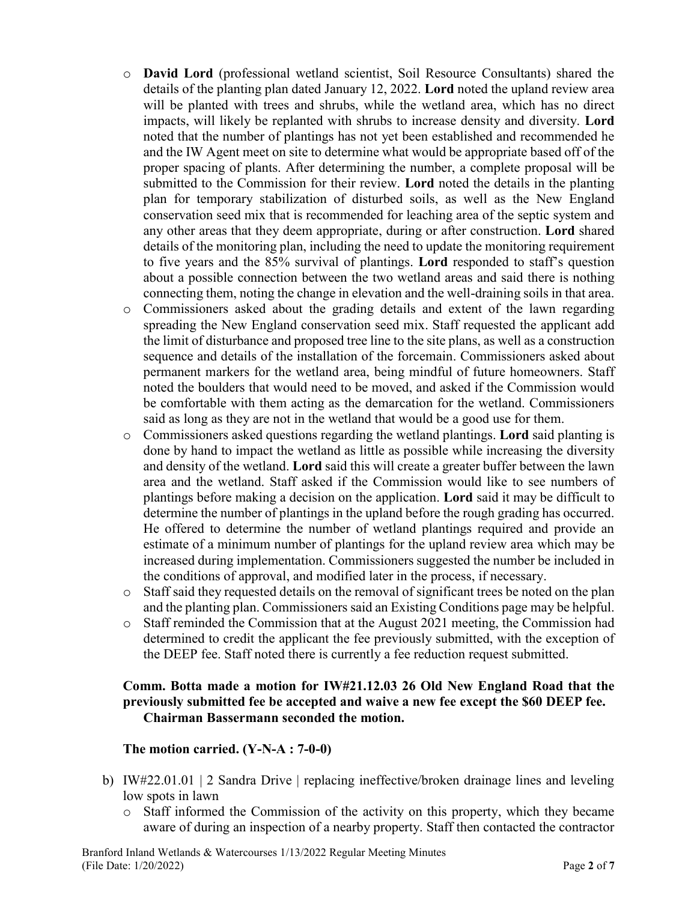- **David Lord** (professional wetland scientist, Soil Resource Consultants) shared the details of the planting plan dated January 12, 2022. **Lord** noted the upland review area will be planted with trees and shrubs, while the wetland area, which has no direct impacts, will likely be replanted with shrubs to increase density and diversity. **Lord** noted that the number of plantings has not yet been established and recommended he and the IW Agent meet on site to determine what would be appropriate based off of the proper spacing of plants. After determining the number, a complete proposal will be submitted to the Commission for their review. **Lord** noted the details in the planting plan for temporary stabilization of disturbed soils, as well as the New England conservation seed mix that is recommended for leaching area of the septic system and any other areas that they deem appropriate, during or after construction. **Lord** shared details of the monitoring plan, including the need to update the monitoring requirement to five years and the 85% survival of plantings. **Lord** responded to staff's question about a possible connection between the two wetland areas and said there is nothing connecting them, noting the change in elevation and the well-draining soils in that area.
- Commissioners asked about the grading details and extent of the lawn regarding spreading the New England conservation seed mix. Staff requested the applicant add the limit of disturbance and proposed tree line to the site plans, as well as a construction sequence and details of the installation of the forcemain. Commissioners asked about permanent markers for the wetland area, being mindful of future homeowners. Staff noted the boulders that would need to be moved, and asked if the Commission would be comfortable with them acting as the demarcation for the wetland. Commissioners said as long as they are not in the wetland that would be a good use for them.
- Commissioners asked questions regarding the wetland plantings. **Lord** said planting is done by hand to impact the wetland as little as possible while increasing the diversity and density of the wetland. **Lord** said this will create a greater buffer between the lawn area and the wetland. Staff asked if the Commission would like to see numbers of plantings before making a decision on the application. **Lord** said it may be difficult to determine the number of plantings in the upland before the rough grading has occurred. He offered to determine the number of wetland plantings required and provide an estimate of a minimum number of plantings for the upland review area which may be increased during implementation. Commissioners suggested the number be included in the conditions of approval, and modified later in the process, if necessary.
- Staff said they requested details on the removal of significant trees be noted on the plan and the planting plan. Commissioners said an Existing Conditions page may be helpful.
- Staff reminded the Commission that at the August 2021 meeting, the Commission had determined to credit the applicant the fee previously submitted, with the exception of the DEEP fee. Staff noted there is currently a fee reduction request submitted.

**Comm. Botta made a motion for IW#21.12.03 26 Old New England Road that the previously submitted fee be accepted and waive a new fee except the $60 DEEP fee. Chairman Bassermann seconded the motion.**

**The motion carried. (Y-N-A : 7-0-0)**

b) IW#22.01.01 | 2 Sandra Drive | replacing ineffective/broken drainage lines and leveling low spots in lawn
   - Staff informed the Commission of the activity on this property, which they became aware of during an inspection of a nearby property. Staff then contacted the contractor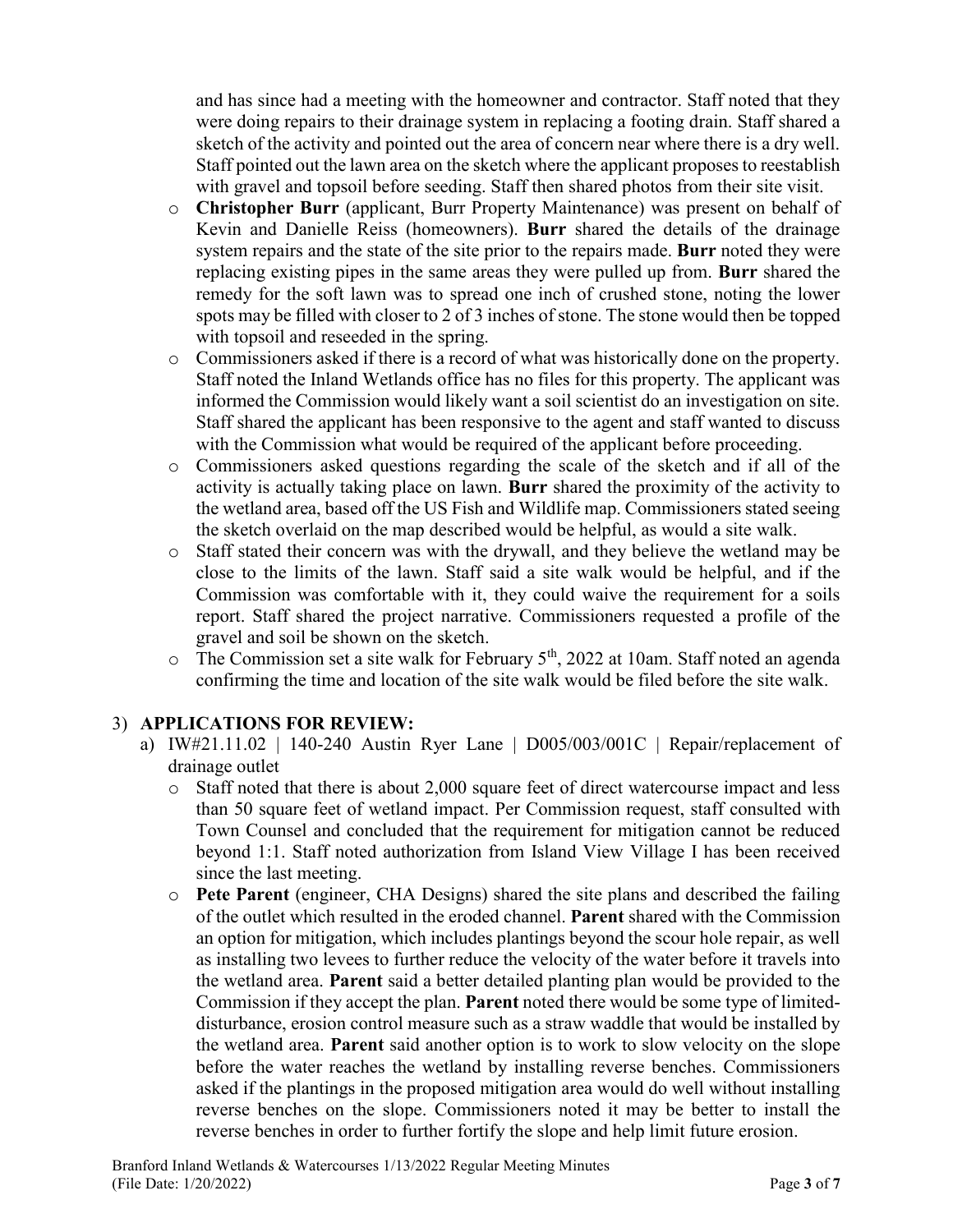and has since had a meeting with the homeowner and contractor. Staff noted that they were doing repairs to their drainage system in replacing a footing drain. Staff shared a sketch of the activity and pointed out the area of concern near where there is a dry well. Staff pointed out the lawn area on the sketch where the applicant proposes to reestablish with gravel and topsoil before seeding. Staff then shared photos from their site visit.

- **Christopher Burr** (applicant, Burr Property Maintenance) was present on behalf of Kevin and Danielle Reiss (homeowners). **Burr** shared the details of the drainage system repairs and the state of the site prior to the repairs made. **Burr** noted they were replacing existing pipes in the same areas they were pulled up from. **Burr** shared the remedy for the soft lawn was to spread one inch of crushed stone, noting the lower spots may be filled with closer to 2 of 3 inches of stone. The stone would then be topped with topsoil and reseeded in the spring.
- Commissioners asked if there is a record of what was historically done on the property. Staff noted the Inland Wetlands office has no files for this property. The applicant was informed the Commission would likely want a soil scientist do an investigation on site. Staff shared the applicant has been responsive to the agent and staff wanted to discuss with the Commission what would be required of the applicant before proceeding.
- Commissioners asked questions regarding the scale of the sketch and if all of the activity is actually taking place on lawn. **Burr** shared the proximity of the activity to the wetland area, based off the US Fish and Wildlife map. Commissioners stated seeing the sketch overlaid on the map described would be helpful, as would a site walk.
- Staff stated their concern was with the drywall, and they believe the wetland may be close to the limits of the lawn. Staff said a site walk would be helpful, and if the Commission was comfortable with it, they could waive the requirement for a soils report. Staff shared the project narrative. Commissioners requested a profile of the gravel and soil be shown on the sketch.
- The Commission set a site walk for February 5th, 2022 at 10am. Staff noted an agenda confirming the time and location of the site walk would be filed before the site walk.

3) **APPLICATIONS FOR REVIEW:**

a) IW#21.11.02 | 140-240 Austin Ryer Lane | D005/003/001C | Repair/replacement of drainage outlet

- Staff noted that there is about 2,000 square feet of direct watercourse impact and less than 50 square feet of wetland impact. Per Commission request, staff consulted with Town Counsel and concluded that the requirement for mitigation cannot be reduced beyond 1:1. Staff noted authorization from Island View Village I has been received since the last meeting.
- **Pete Parent** (engineer, CHA Designs) shared the site plans and described the failing of the outlet which resulted in the eroded channel. **Parent** shared with the Commission an option for mitigation, which includes plantings beyond the scour hole repair, as well as installing two levees to further reduce the velocity of the water before it travels into the wetland area. **Parent** said a better detailed planting plan would be provided to the Commission if they accept the plan. **Parent** noted there would be some type of limited-disturbance, erosion control measure such as a straw waddle that would be installed by the wetland area. **Parent** said another option is to work to slow velocity on the slope before the water reaches the wetland by installing reverse benches. Commissioners asked if the plantings in the proposed mitigation area would do well without installing reverse benches on the slope. Commissioners noted it may be better to install the reverse benches in order to further fortify the slope and help limit future erosion.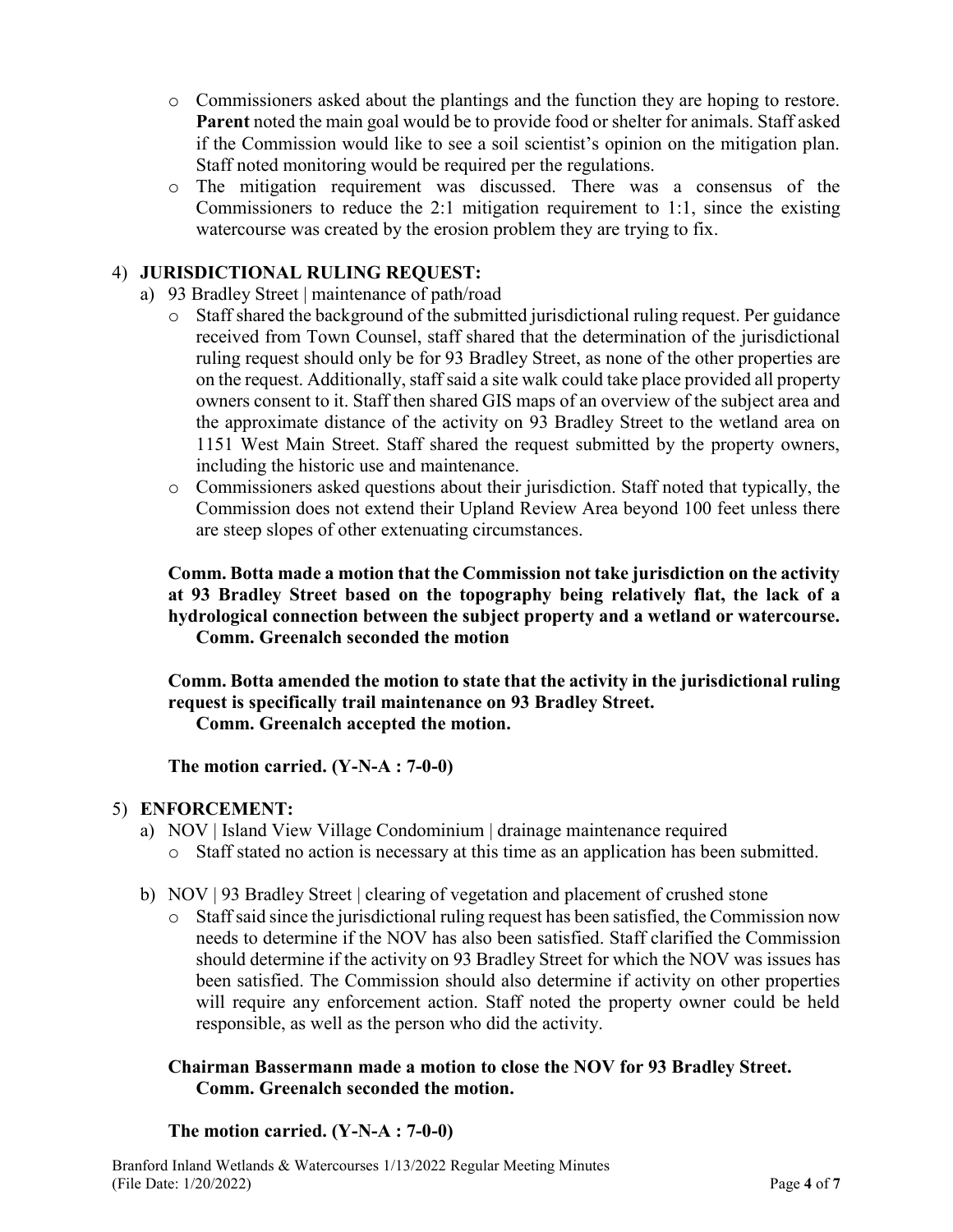- Commissioners asked about the plantings and the function they are hoping to restore. **Parent** noted the main goal would be to provide food or shelter for animals. Staff asked if the Commission would like to see a soil scientist's opinion on the mitigation plan. Staff noted monitoring would be required per the regulations.
- The mitigation requirement was discussed. There was a consensus of the Commissioners to reduce the 2:1 mitigation requirement to 1:1, since the existing watercourse was created by the erosion problem they are trying to fix.

4) **JURISDICTIONAL RULING REQUEST:**

a) 93 Bradley Street | maintenance of path/road

- Staff shared the background of the submitted jurisdictional ruling request. Per guidance received from Town Counsel, staff shared that the determination of the jurisdictional ruling request should only be for 93 Bradley Street, as none of the other properties are on the request. Additionally, staff said a site walk could take place provided all property owners consent to it. Staff then shared GIS maps of an overview of the subject area and the approximate distance of the activity on 93 Bradley Street to the wetland area on 1151 West Main Street. Staff shared the request submitted by the property owners, including the historic use and maintenance.
- Commissioners asked questions about their jurisdiction. Staff noted that typically, the Commission does not extend their Upland Review Area beyond 100 feet unless there are steep slopes of other extenuating circumstances.

**Comm. Botta made a motion that the Commission not take jurisdiction on the activity at 93 Bradley Street based on the topography being relatively flat, the lack of a hydrological connection between the subject property and a wetland or watercourse.**
**Comm. Greenalch seconded the motion**

**Comm. Botta amended the motion to state that the activity in the jurisdictional ruling request is specifically trail maintenance on 93 Bradley Street.**
**Comm. Greenalch accepted the motion.**

**The motion carried. (Y-N-A : 7-0-0)**

5) **ENFORCEMENT:**

a) NOV | Island View Village Condominium | drainage maintenance required

- Staff stated no action is necessary at this time as an application has been submitted.

b) NOV | 93 Bradley Street | clearing of vegetation and placement of crushed stone

- Staff said since the jurisdictional ruling request has been satisfied, the Commission now needs to determine if the NOV has also been satisfied. Staff clarified the Commission should determine if the activity on 93 Bradley Street for which the NOV was issues has been satisfied. The Commission should also determine if activity on other properties will require any enforcement action. Staff noted the property owner could be held responsible, as well as the person who did the activity.

**Chairman Bassermann made a motion to close the NOV for 93 Bradley Street.**
**Comm. Greenalch seconded the motion.**

**The motion carried. (Y-N-A : 7-0-0)**

Branford Inland Wetlands & Watercourses 1/13/2022 Regular Meeting Minutes
(File Date: 1/20/2022)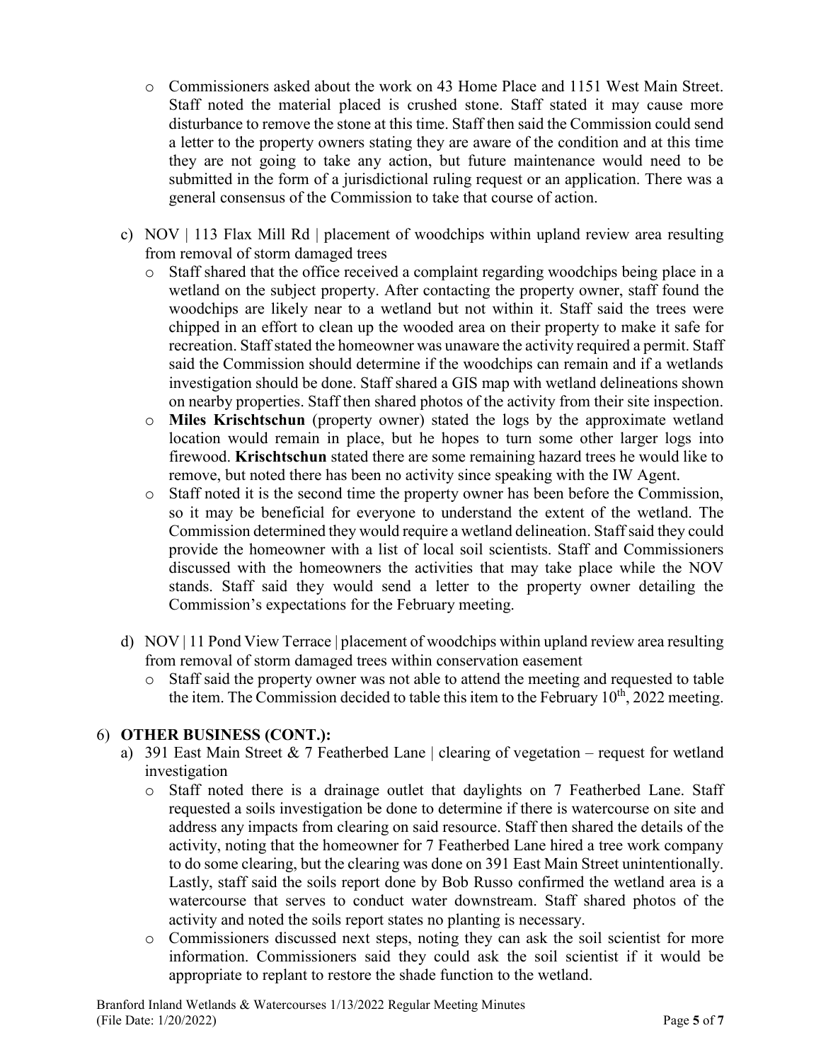- Commissioners asked about the work on 43 Home Place and 1151 West Main Street. Staff noted the material placed is crushed stone. Staff stated it may cause more disturbance to remove the stone at this time. Staff then said the Commission could send a letter to the property owners stating they are aware of the condition and at this time they are not going to take any action, but future maintenance would need to be submitted in the form of a jurisdictional ruling request or an application. There was a general consensus of the Commission to take that course of action.

c) NOV | 113 Flax Mill Rd | placement of woodchips within upland review area resulting from removal of storm damaged trees

- Staff shared that the office received a complaint regarding woodchips being place in a wetland on the subject property. After contacting the property owner, staff found the woodchips are likely near to a wetland but not within it. Staff said the trees were chipped in an effort to clean up the wooded area on their property to make it safe for recreation. Staff stated the homeowner was unaware the activity required a permit. Staff said the Commission should determine if the woodchips can remain and if a wetlands investigation should be done. Staff shared a GIS map with wetland delineations shown on nearby properties. Staff then shared photos of the activity from their site inspection.
- **Miles Krischtschun** (property owner) stated the logs by the approximate wetland location would remain in place, but he hopes to turn some other larger logs into firewood. **Krischtschun** stated there are some remaining hazard trees he would like to remove, but noted there has been no activity since speaking with the IW Agent.
- Staff noted it is the second time the property owner has been before the Commission, so it may be beneficial for everyone to understand the extent of the wetland. The Commission determined they would require a wetland delineation. Staff said they could provide the homeowner with a list of local soil scientists. Staff and Commissioners discussed with the homeowners the activities that may take place while the NOV stands. Staff said they would send a letter to the property owner detailing the Commission's expectations for the February meeting.

d) NOV | 11 Pond View Terrace | placement of woodchips within upland review area resulting from removal of storm damaged trees within conservation easement

- Staff said the property owner was not able to attend the meeting and requested to table the item. The Commission decided to table this item to the February 10th, 2022 meeting.

6) **OTHER BUSINESS (CONT.):**

a) 391 East Main Street & 7 Featherbed Lane | clearing of vegetation – request for wetland investigation

- Staff noted there is a drainage outlet that daylights on 7 Featherbed Lane. Staff requested a soils investigation be done to determine if there is watercourse on site and address any impacts from clearing on said resource. Staff then shared the details of the activity, noting that the homeowner for 7 Featherbed Lane hired a tree work company to do some clearing, but the clearing was done on 391 East Main Street unintentionally. Lastly, staff said the soils report done by Bob Russo confirmed the wetland area is a watercourse that serves to conduct water downstream. Staff shared photos of the activity and noted the soils report states no planting is necessary.
- Commissioners discussed next steps, noting they can ask the soil scientist for more information. Commissioners said they could ask the soil scientist if it would be appropriate to replant to restore the shade function to the wetland.

Branford Inland Wetlands & Watercourses 1/13/2022 Regular Meeting Minutes
(File Date: 1/20/2022)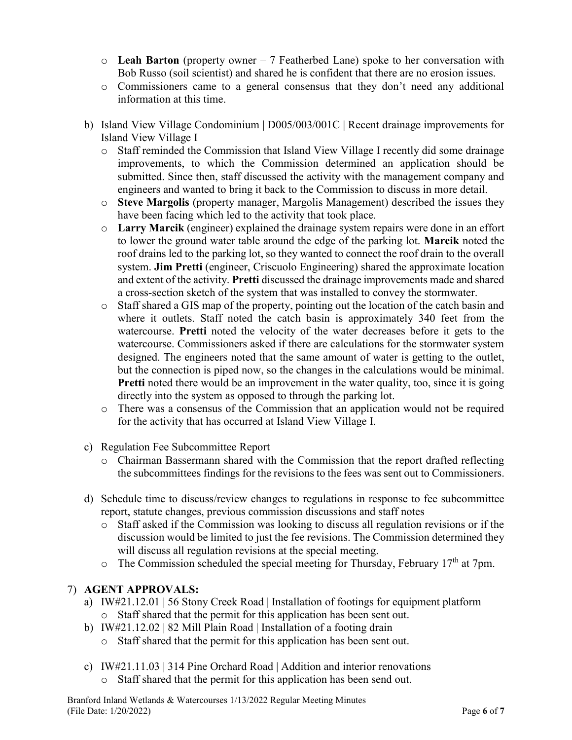- **Leah Barton** (property owner – 7 Featherbed Lane) spoke to her conversation with Bob Russo (soil scientist) and shared he is confident that there are no erosion issues.
- Commissioners came to a general consensus that they don't need any additional information at this time.

b) Island View Village Condominium | D005/003/001C | Recent drainage improvements for Island View Village I

- Staff reminded the Commission that Island View Village I recently did some drainage improvements, to which the Commission determined an application should be submitted. Since then, staff discussed the activity with the management company and engineers and wanted to bring it back to the Commission to discuss in more detail.
- **Steve Margolis** (property manager, Margolis Management) described the issues they have been facing which led to the activity that took place.
- **Larry Marcik** (engineer) explained the drainage system repairs were done in an effort to lower the ground water table around the edge of the parking lot. **Marcik** noted the roof drains led to the parking lot, so they wanted to connect the roof drain to the overall system. **Jim Pretti** (engineer, Criscuolo Engineering) shared the approximate location and extent of the activity. **Pretti** discussed the drainage improvements made and shared a cross-section sketch of the system that was installed to convey the stormwater.
- Staff shared a GIS map of the property, pointing out the location of the catch basin and where it outlets. Staff noted the catch basin is approximately 340 feet from the watercourse. **Pretti** noted the velocity of the water decreases before it gets to the watercourse. Commissioners asked if there are calculations for the stormwater system designed. The engineers noted that the same amount of water is getting to the outlet, but the connection is piped now, so the changes in the calculations would be minimal. **Pretti** noted there would be an improvement in the water quality, too, since it is going directly into the system as opposed to through the parking lot.
- There was a consensus of the Commission that an application would not be required for the activity that has occurred at Island View Village I.

c) Regulation Fee Subcommittee Report

- Chairman Bassermann shared with the Commission that the report drafted reflecting the subcommittees findings for the revisions to the fees was sent out to Commissioners.

d) Schedule time to discuss/review changes to regulations in response to fee subcommittee report, statute changes, previous commission discussions and staff notes

- Staff asked if the Commission was looking to discuss all regulation revisions or if the discussion would be limited to just the fee revisions. The Commission determined they will discuss all regulation revisions at the special meeting.
- The Commission scheduled the special meeting for Thursday, February 17th at 7pm.

## 7) AGENT APPROVALS:

a) IW#21.12.01 | 56 Stony Creek Road | Installation of footings for equipment platform

- Staff shared that the permit for this application has been sent out.

b) IW#21.12.02 | 82 Mill Plain Road | Installation of a footing drain

- Staff shared that the permit for this application has been sent out.

c) IW#21.11.03 | 314 Pine Orchard Road | Addition and interior renovations

- Staff shared that the permit for this application has been send out.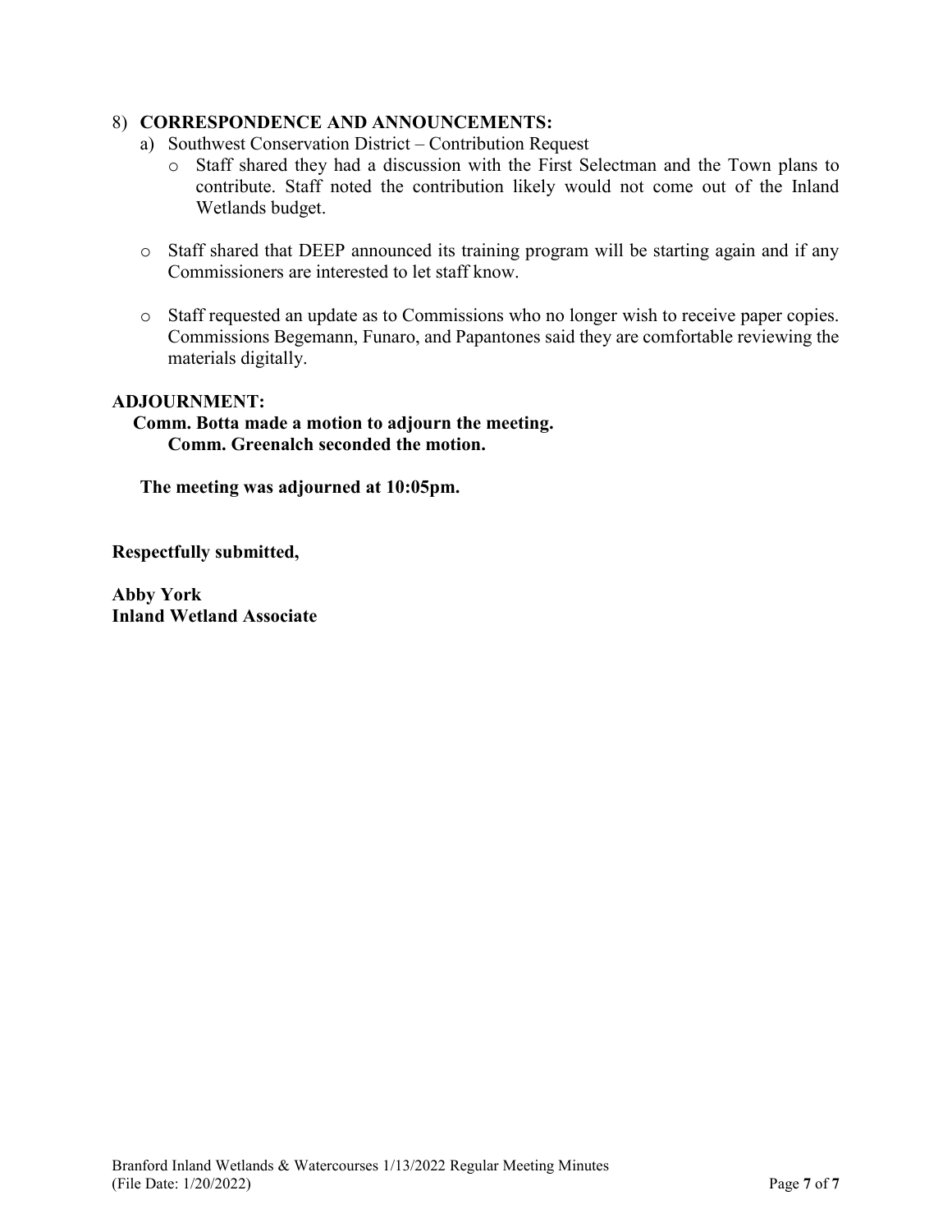8) **CORRESPONDENCE AND ANNOUNCEMENTS:**

   a) Southwest Conservation District – Contribution Request
      - Staff shared they had a discussion with the First Selectman and the Town plans to contribute. Staff noted the contribution likely would not come out of the Inland Wetlands budget.

   - Staff shared that DEEP announced its training program will be starting again and if any Commissioners are interested to let staff know.

   - Staff requested an update as to Commissions who no longer wish to receive paper copies. Commissions Begemann, Funaro, and Papantones said they are comfortable reviewing the materials digitally.

**ADJOURNMENT:**

**Comm. Botta made a motion to adjourn the meeting.**
**Comm. Greenalch seconded the motion.**

**The meeting was adjourned at 10:05pm.**

**Respectfully submitted,**

**Abby York**
**Inland Wetland Associate**